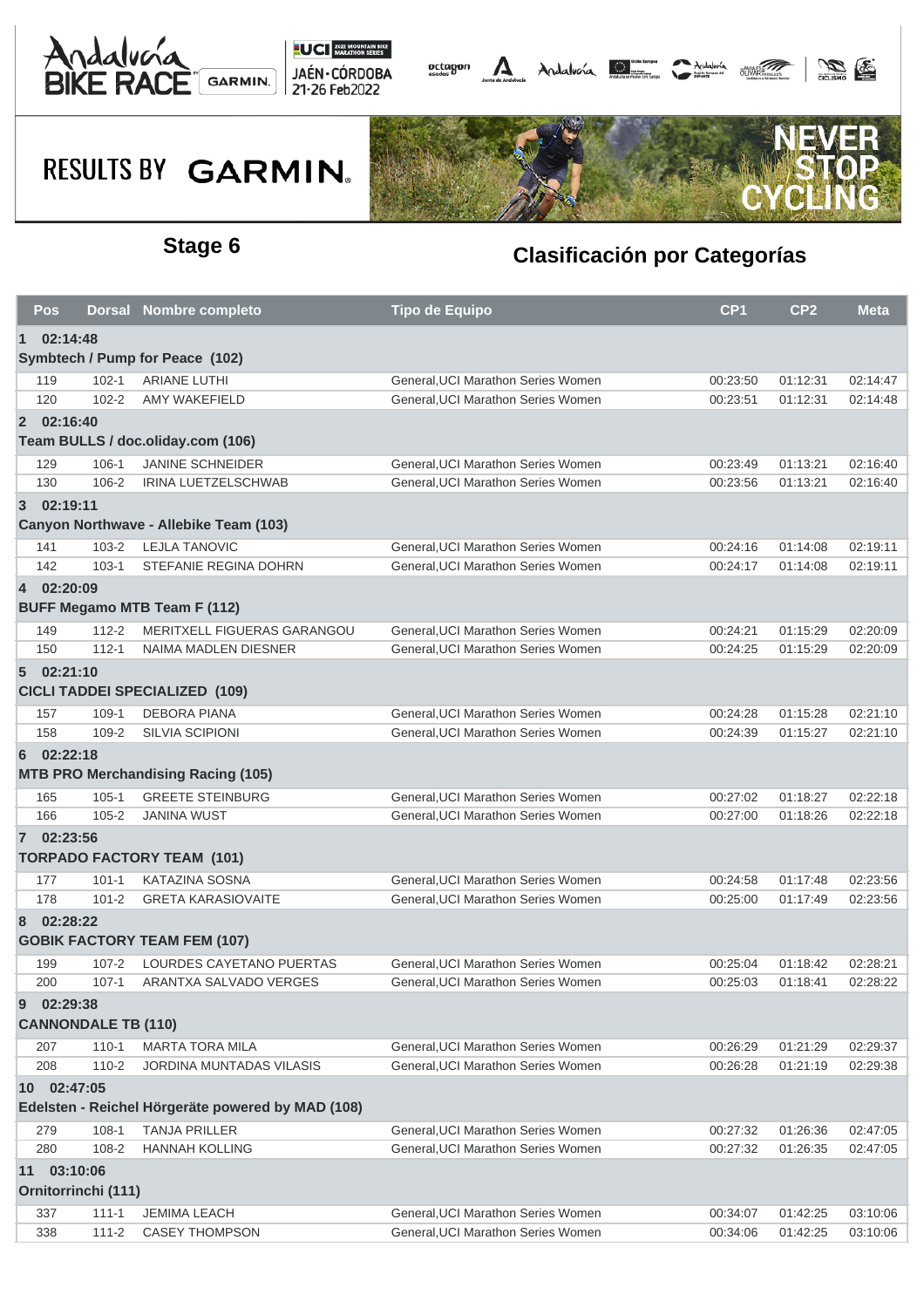# Stage 6

## Clasificación por Categorías

RESULTS BY GARMIN

| Pos | Dorsal | Nombre completo | Tipo de Equipo | CP1 | CP2 | Meta |
|---|---|---|---|---|---|---|
| **1 02:14:48** | | | | | | |
| **Symbtech / Pump for Peace (102)** | | | | | | |
| 119 | 102-1 | ARIANE LUTHI | General,UCI Marathon Series Women | 00:23:50 | 01:12:31 | 02:14:47 |
| 120 | 102-2 | AMY WAKEFIELD | General,UCI Marathon Series Women | 00:23:51 | 01:12:31 | 02:14:48 |
| **2 02:16:40** | | | | | | |
| **Team BULLS / doc.oliday.com (106)** | | | | | | |
| 129 | 106-1 | JANINE SCHNEIDER | General,UCI Marathon Series Women | 00:23:49 | 01:13:21 | 02:16:40 |
| 130 | 106-2 | IRINA LUETZELSCHWAB | General,UCI Marathon Series Women | 00:23:56 | 01:13:21 | 02:16:40 |
| **3 02:19:11** | | | | | | |
| **Canyon Northwave - Allebike Team (103)** | | | | | | |
| 141 | 103-2 | LEJLA TANOVIC | General,UCI Marathon Series Women | 00:24:16 | 01:14:08 | 02:19:11 |
| 142 | 103-1 | STEFANIE REGINA DOHRN | General,UCI Marathon Series Women | 00:24:17 | 01:14:08 | 02:19:11 |
| **4 02:20:09** | | | | | | |
| **BUFF Megamo MTB Team F (112)** | | | | | | |
| 149 | 112-2 | MERITXELL FIGUERAS GARANGOU | General,UCI Marathon Series Women | 00:24:21 | 01:15:29 | 02:20:09 |
| 150 | 112-1 | NAIMA MADLEN DIESNER | General,UCI Marathon Series Women | 00:24:25 | 01:15:29 | 02:20:09 |
| **5 02:21:10** | | | | | | |
| **CICLI TADDEI SPECIALIZED (109)** | | | | | | |
| 157 | 109-1 | DEBORA PIANA | General,UCI Marathon Series Women | 00:24:28 | 01:15:28 | 02:21:10 |
| 158 | 109-2 | SILVIA SCIPIONI | General,UCI Marathon Series Women | 00:24:39 | 01:15:27 | 02:21:10 |
| **6 02:22:18** | | | | | | |
| **MTB PRO Merchandising Racing (105)** | | | | | | |
| 165 | 105-1 | GREETE STEINBURG | General,UCI Marathon Series Women | 00:27:02 | 01:18:27 | 02:22:18 |
| 166 | 105-2 | JANINA WUST | General,UCI Marathon Series Women | 00:27:00 | 01:18:26 | 02:22:18 |
| **7 02:23:56** | | | | | | |
| **TORPADO FACTORY TEAM (101)** | | | | | | |
| 177 | 101-1 | KATAZINA SOSNA | General,UCI Marathon Series Women | 00:24:58 | 01:17:48 | 02:23:56 |
| 178 | 101-2 | GRETA KARASIOVAITE | General,UCI Marathon Series Women | 00:25:00 | 01:17:49 | 02:23:56 |
| **8 02:28:22** | | | | | | |
| **GOBIK FACTORY TEAM FEM (107)** | | | | | | |
| 199 | 107-2 | LOURDES CAYETANO PUERTAS | General,UCI Marathon Series Women | 00:25:04 | 01:18:42 | 02:28:21 |
| 200 | 107-1 | ARANTXA SALVADO VERGES | General,UCI Marathon Series Women | 00:25:03 | 01:18:41 | 02:28:22 |
| **9 02:29:38** | | | | | | |
| **CANNONDALE TB (110)** | | | | | | |
| 207 | 110-1 | MARTA TORA MILA | General,UCI Marathon Series Women | 00:26:29 | 01:21:29 | 02:29:37 |
| 208 | 110-2 | JORDINA MUNTADAS VILASIS | General,UCI Marathon Series Women | 00:26:28 | 01:21:19 | 02:29:38 |
| **10 02:47:05** | | | | | | |
| **Edelsten - Reichel Hörgeräte powered by MAD (108)** | | | | | | |
| 279 | 108-1 | TANJA PRILLER | General,UCI Marathon Series Women | 00:27:32 | 01:26:36 | 02:47:05 |
| 280 | 108-2 | HANNAH KOLLING | General,UCI Marathon Series Women | 00:27:32 | 01:26:35 | 02:47:05 |
| **11 03:10:06** | | | | | | |
| **Ornitorrinchi (111)** | | | | | | |
| 337 | 111-1 | JEMIMA LEACH | General,UCI Marathon Series Women | 00:34:07 | 01:42:25 | 03:10:06 |
| 338 | 111-2 | CASEY THOMPSON | General,UCI Marathon Series Women | 00:34:06 | 01:42:25 | 03:10:06 |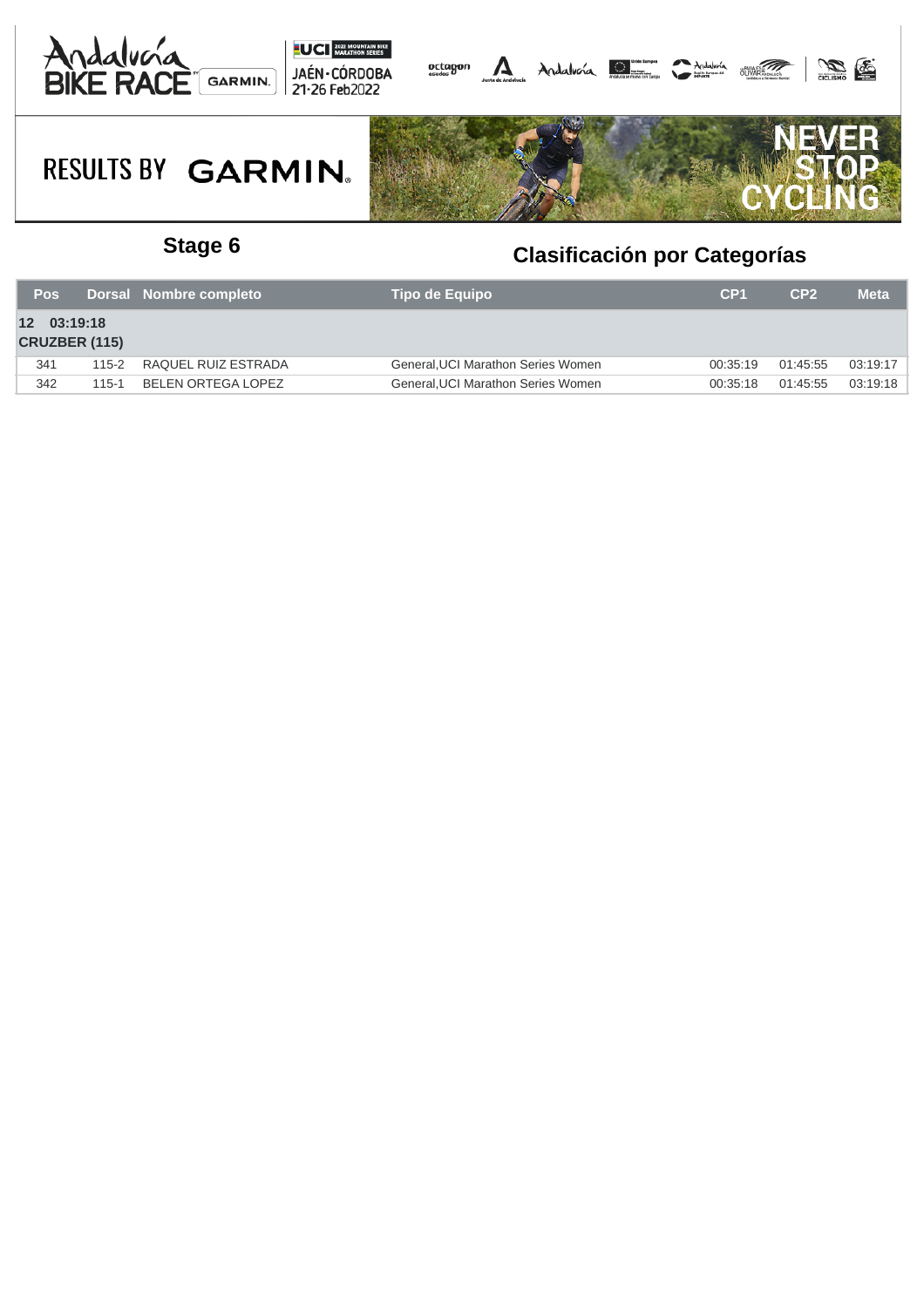## Stage 6

## Clasificación por Categorías

| Pos | Dorsal | Nombre completo | Tipo de Equipo | CP1 | CP2 | Meta |
|---|---|---|---|---|---|---|
| **12 03:19:18 CRUZBER (115)** | | | | | | |
| 341 | 115-2 | RAQUEL RUIZ ESTRADA | General,UCI Marathon Series Women | 00:35:19 | 01:45:55 | 03:19:17 |
| 342 | 115-1 | BELEN ORTEGA LOPEZ | General,UCI Marathon Series Women | 00:35:18 | 01:45:55 | 03:19:18 |